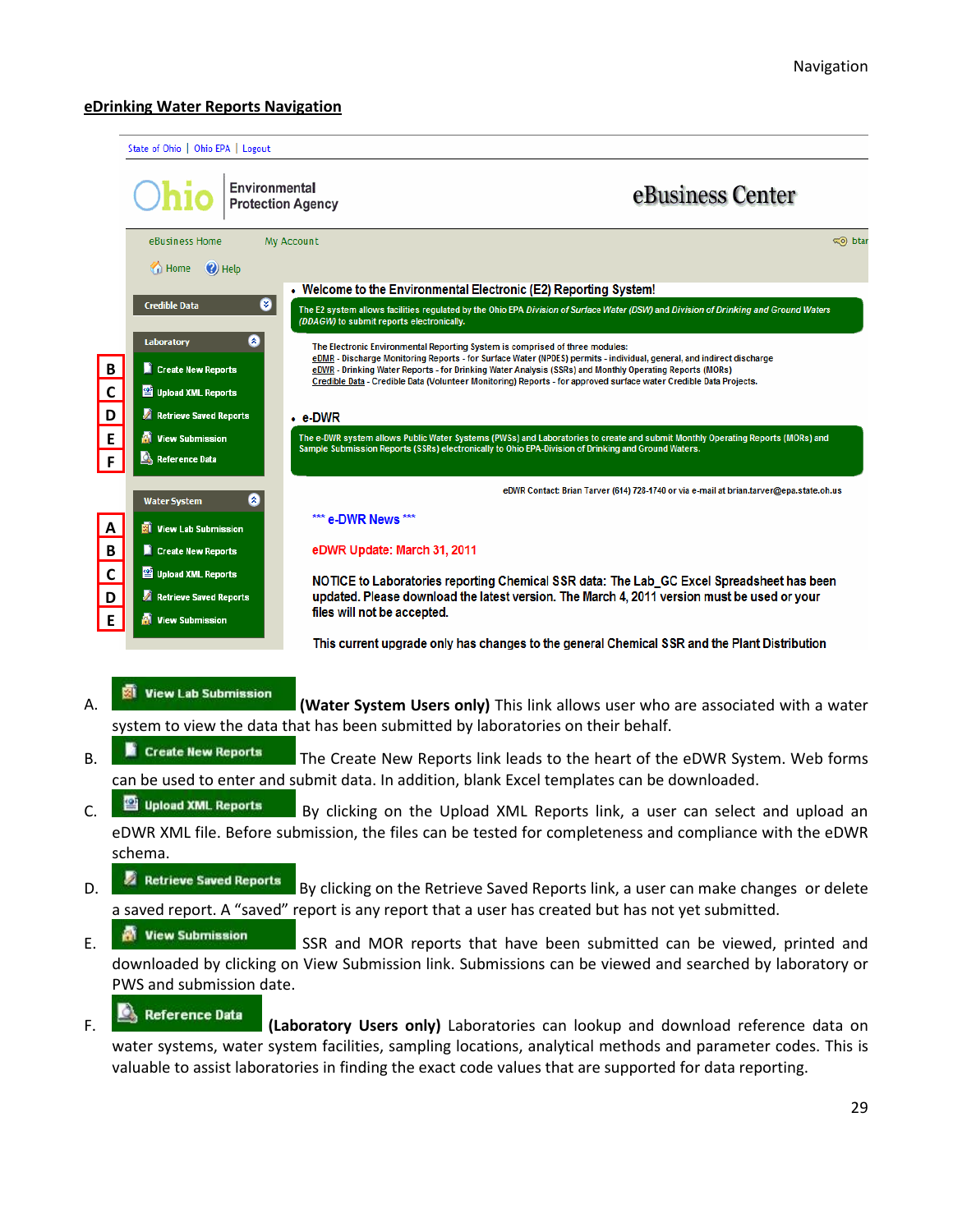## eDrinking Water Reports Navigation

State of Ohio | Ohio EPA | Logout

Ohio Environmental Protection Agency — eBusiness Center

eBusiness Home   My Account

Home   Help

Credible Data

Laboratory
- B — Create New Reports
- C — Upload XML Reports
- D — Retrieve Saved Reports
- E — View Submission
- F — Reference Data

Water System
- A — View Lab Submission
- B — Create New Reports
- C — Upload XML Reports
- D — Retrieve Saved Reports
- E — View Submission

- Welcome to the Environmental Electronic (E2) Reporting System!

The E2 system allows facilities regulated by the Ohio EPA *Division of Surface Water (DSW)* and *Division of Drinking and Ground Waters (DDAGW)* to submit reports electronically.

The Electronic Environmental Reporting System is comprised of three modules:
eDMR - Discharge Monitoring Reports - for Surface Water (NPDES) permits - individual, general, and indirect discharge
eDWR - Drinking Water Reports - for Drinking Water Analysis (SSRs) and Monthly Operating Reports (MORs)
Credible Data - Credible Data (Volunteer Monitoring) Reports - for approved surface water Credible Data Projects.

- e-DWR

The e-DWR system allows Public Water Systems (PWSs) and Laboratories to create and submit Monthly Operating Reports (MORs) and Sample Submission Reports (SSRs) electronically to Ohio EPA-Division of Drinking and Ground Waters.

eDWR Contact: Brian Tarver (614) 728-1740 or via e-mail at brian.tarver@epa.state.oh.us

*** e-DWR News ***

eDWR Update: March 31, 2011

NOTICE to Laboratories reporting Chemical SSR data: The Lab_GC Excel Spreadsheet has been updated. Please download the latest version. The March 4, 2011 version must be used or your files will not be accepted.

This current upgrade only has changes to the general Chemical SSR and the Plant Distribution

A. **View Lab Submission** **(Water System Users only)** This link allows user who are associated with a water system to view the data that has been submitted by laboratories on their behalf.

B. **Create New Reports** The Create New Reports link leads to the heart of the eDWR System. Web forms can be used to enter and submit data. In addition, blank Excel templates can be downloaded.

C. **Upload XML Reports** By clicking on the Upload XML Reports link, a user can select and upload an eDWR XML file. Before submission, the files can be tested for completeness and compliance with the eDWR schema.

D. **Retrieve Saved Reports** By clicking on the Retrieve Saved Reports link, a user can make changes or delete a saved report. A "saved" report is any report that a user has created but has not yet submitted.

E. **View Submission** SSR and MOR reports that have been submitted can be viewed, printed and downloaded by clicking on View Submission link. Submissions can be viewed and searched by laboratory or PWS and submission date.

F. **Reference Data** **(Laboratory Users only)** Laboratories can lookup and download reference data on water systems, water system facilities, sampling locations, analytical methods and parameter codes. This is valuable to assist laboratories in finding the exact code values that are supported for data reporting.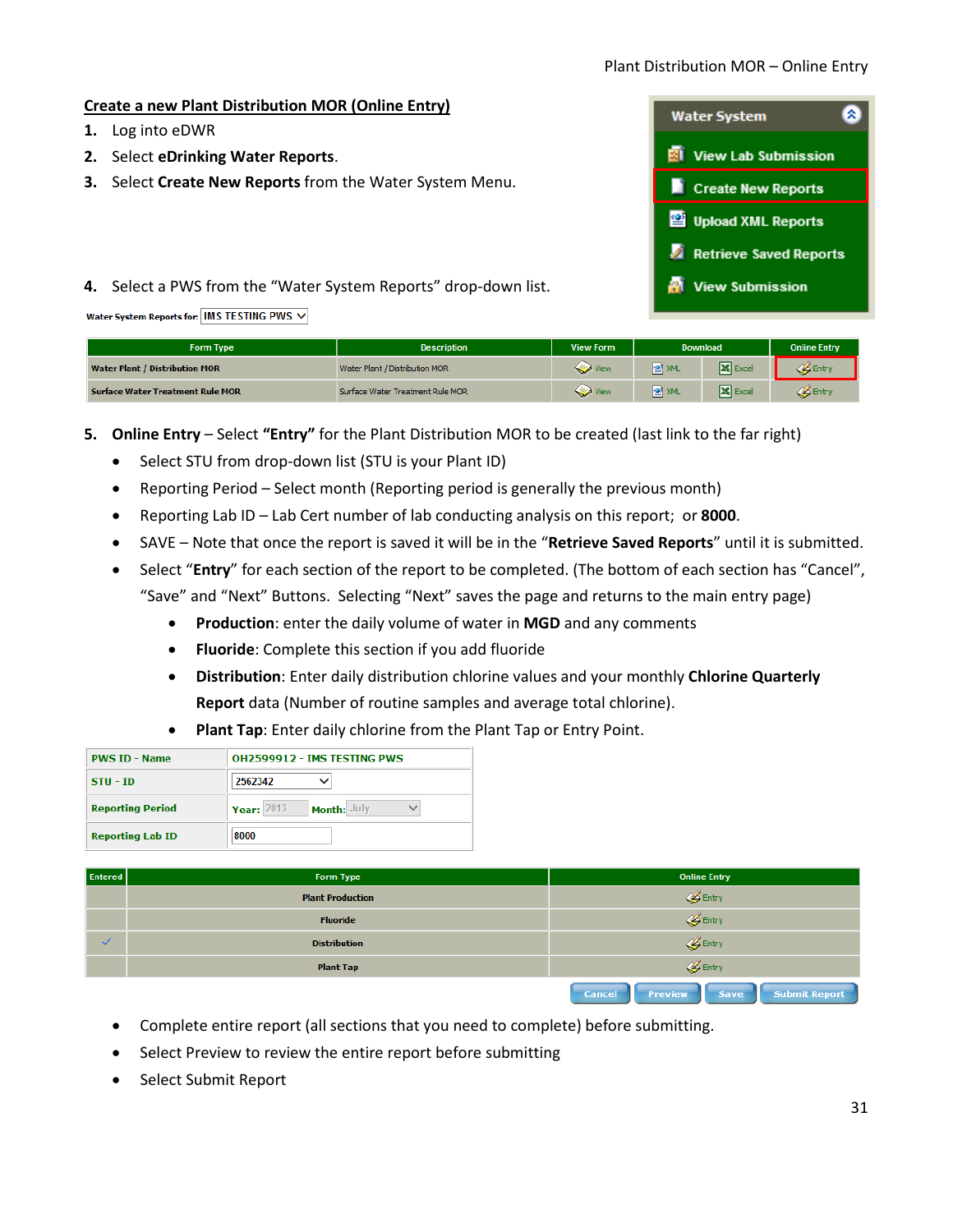## Create a new Plant Distribution MOR (Online Entry)

1. Log into eDWR
2. Select **eDrinking Water Reports**.
3. Select **Create New Reports** from the Water System Menu.

Water System
- View Lab Submission
- Create New Reports
- Upload XML Reports
- Retrieve Saved Reports
- View Submission

4. Select a PWS from the "Water System Reports" drop-down list.

Water System Reports for: IMS TESTING PWS

| Form Type | Description | View Form | Download | | Online Entry |
|---|---|---|---|---|---|
| Water Plant / Distribution MOR | Water Plant / Distribution MOR | View | XML | Excel | Entry |
| Surface Water Treatment Rule MOR | Surface Water Treatment Rule MOR | View | XML | Excel | Entry |

5. **Online Entry** – Select **"Entry"** for the Plant Distribution MOR to be created (last link to the far right)
   - Select STU from drop-down list (STU is your Plant ID)
   - Reporting Period – Select month (Reporting period is generally the previous month)
   - Reporting Lab ID – Lab Cert number of lab conducting analysis on this report; or **8000**.
   - SAVE – Note that once the report is saved it will be in the "**Retrieve Saved Reports**" until it is submitted.
   - Select "**Entry**" for each section of the report to be completed. (The bottom of each section has "Cancel", "Save" and "Next" Buttons. Selecting "Next" saves the page and returns to the main entry page)
     - **Production**: enter the daily volume of water in **MGD** and any comments
     - **Fluoride**: Complete this section if you add fluoride
     - **Distribution**: Enter daily distribution chlorine values and your monthly **Chlorine Quarterly Report** data (Number of routine samples and average total chlorine).
     - **Plant Tap**: Enter daily chlorine from the Plant Tap or Entry Point.

| | |
|---|---|
| PWS ID - Name | OH2599912 - IMS TESTING PWS |
| STU - ID | 2562342 |
| Reporting Period | Year: 2013 Month: July |
| Reporting Lab ID | 8000 |

| Entered | Form Type | Online Entry |
|---|---|---|
| | Plant Production | Entry |
| | Fluoride | Entry |
| ✓ | Distribution | Entry |
| | Plant Tap | Entry |

Cancel | Preview | Save | Submit Report

- Complete entire report (all sections that you need to complete) before submitting.
- Select Preview to review the entire report before submitting
- Select Submit Report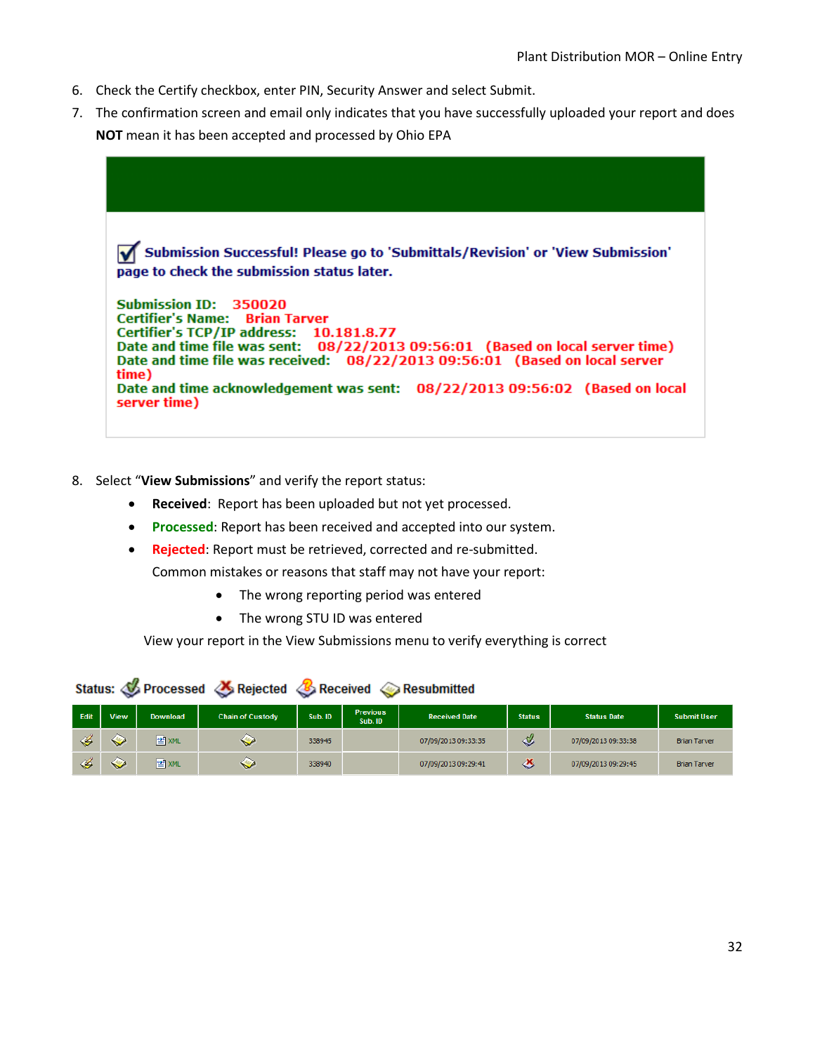6. Check the Certify checkbox, enter PIN, Security Answer and select Submit.
7. The confirmation screen and email only indicates that you have successfully uploaded your report and does **NOT** mean it has been accepted and processed by Ohio EPA

**Submission Successful! Please go to 'Submittals/Revision' or 'View Submission' page to check the submission status later.**

**Submission ID:** 350020
**Certifier's Name:** Brian Tarver
**Certifier's TCP/IP address:** 10.181.8.77
**Date and time file was sent:** 08/22/2013 09:56:01 (Based on local server time)
**Date and time file was received:** 08/22/2013 09:56:01 (Based on local server time)
**Date and time acknowledgement was sent:** 08/22/2013 09:56:02 (Based on local server time)

8. Select "**View Submissions**" and verify the report status:
   - **Received**: Report has been uploaded but not yet processed.
   - **Processed**: Report has been received and accepted into our system.
   - **Rejected**: Report must be retrieved, corrected and re-submitted.

   Common mistakes or reasons that staff may not have your report:
   - The wrong reporting period was entered
   - The wrong STU ID was entered

   View your report in the View Submissions menu to verify everything is correct

Status: Processed Rejected Received Resubmitted

| Edit | View | Download | Chain of Custody | Sub. ID | Previous Sub. ID | Received Date | Status | Status Date | Submit User |
|---|---|---|---|---|---|---|---|---|---|
| | | XML | | 338945 | | 07/09/2013 09:33:35 | Processed | 07/09/2013 09:33:38 | Brian Tarver |
| | | XML | | 338940 | | 07/09/2013 09:29:41 | Rejected | 07/09/2013 09:29:45 | Brian Tarver |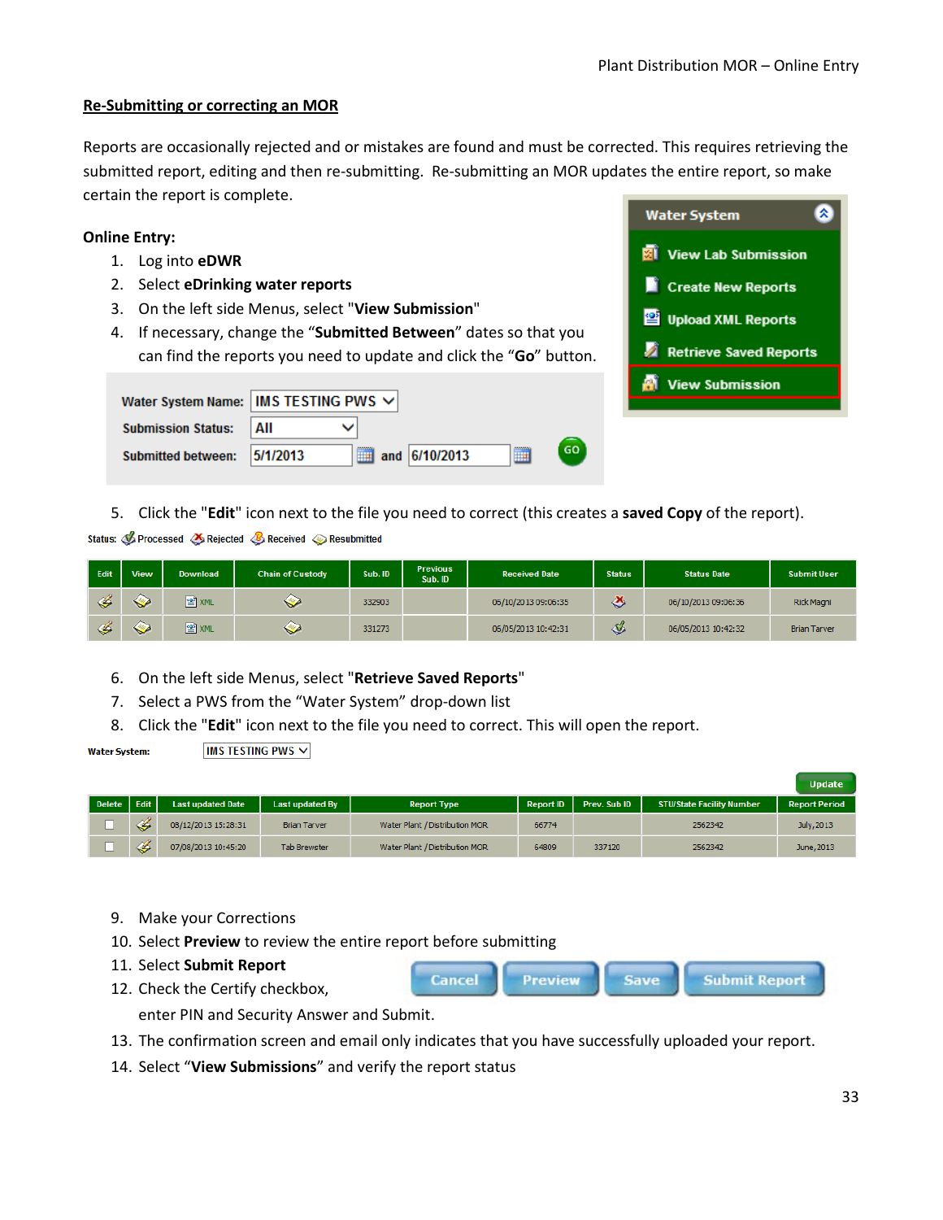## Re-Submitting or correcting an MOR

Reports are occasionally rejected and or mistakes are found and must be corrected. This requires retrieving the submitted report, editing and then re-submitting. Re-submitting an MOR updates the entire report, so make certain the report is complete.

**Online Entry:**

1. Log into **eDWR**
2. Select **eDrinking water reports**
3. On the left side Menus, select "**View Submission**"
4. If necessary, change the "**Submitted Between**" dates so that you can find the reports you need to update and click the "**Go**" button.

Water System

- View Lab Submission
- Create New Reports
- Upload XML Reports
- Retrieve Saved Reports
- View Submission

Water System Name: IMS TESTING PWS
Submission Status: All
Submitted between: 5/1/2013 and 6/10/2013 GO

5. Click the "**Edit**" icon next to the file you need to correct (this creates a **saved Copy** of the report).

Status: Processed Rejected Received Resubmitted

| Edit | View | Download | Chain of Custody | Sub. ID | Previous Sub. ID | Received Date | Status | Status Date | Submit User |
|---|---|---|---|---|---|---|---|---|---|
| | | XML | | 332903 | | 06/10/2013 09:06:35 | | 06/10/2013 09:06:36 | Rick Magni |
| | | XML | | 331273 | | 06/05/2013 10:42:31 | | 06/05/2013 10:42:32 | Brian Tarver |

6. On the left side Menus, select "**Retrieve Saved Reports**"
7. Select a PWS from the "Water System" drop-down list
8. Click the "**Edit**" icon next to the file you need to correct. This will open the report.

Water System: IMS TESTING PWS

Update

| Delete | Edit | Last updated Date | Last updated By | Report Type | Report ID | Prev. Sub ID | STU/State Facility Number | Report Period |
|---|---|---|---|---|---|---|---|---|
| | | 08/12/2013 15:28:31 | Brian Tarver | Water Plant / Distribution MOR | 66774 | | 2562342 | July, 2013 |
| | | 07/08/2013 10:45:20 | Tab Brewster | Water Plant / Distribution MOR | 64809 | 337120 | 2562342 | June, 2013 |

9. Make your Corrections
10. Select **Preview** to review the entire report before submitting
11. Select **Submit Report**
12. Check the Certify checkbox, enter PIN and Security Answer and Submit.
13. The confirmation screen and email only indicates that you have successfully uploaded your report.
14. Select "**View Submissions**" and verify the report status

Cancel | Preview | Save | Submit Report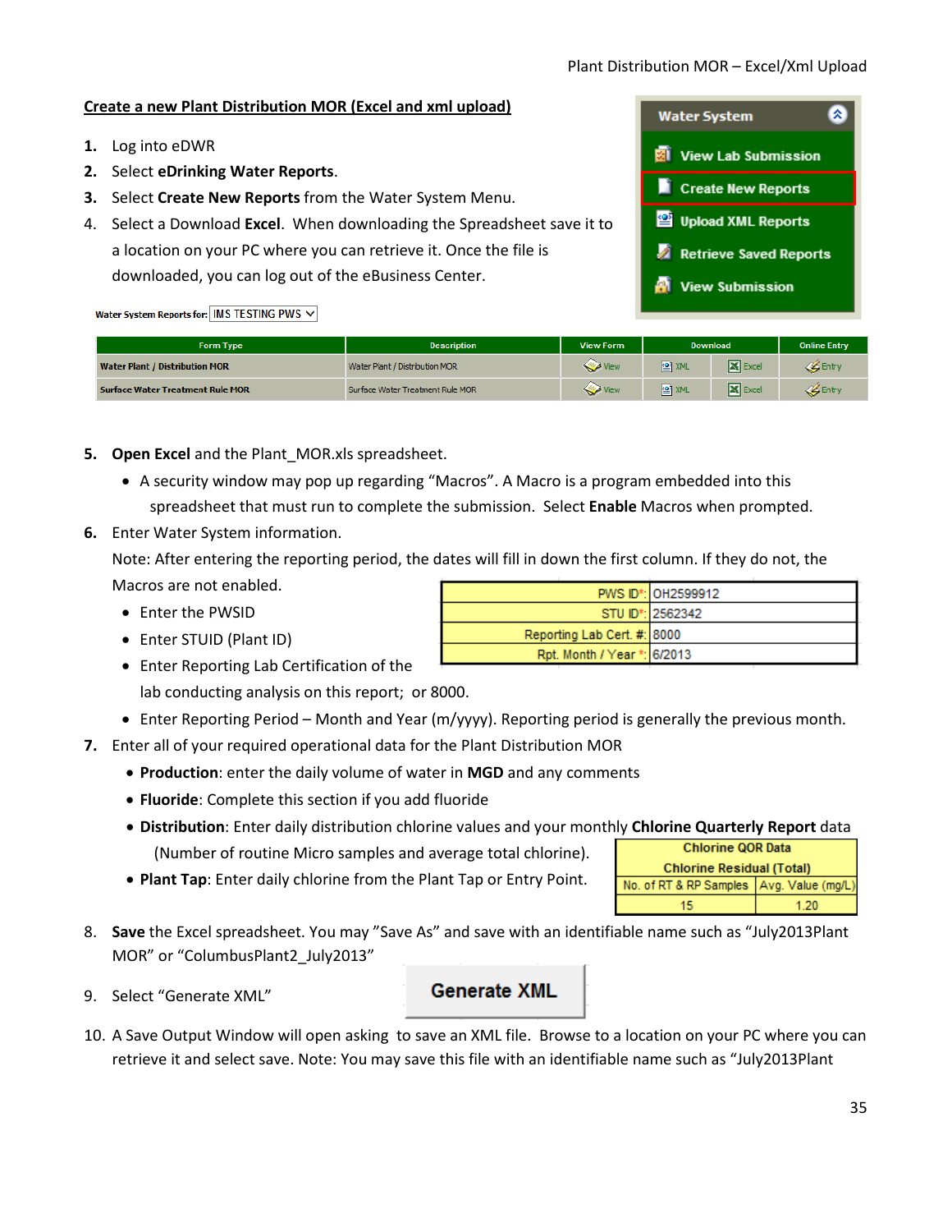## Create a new Plant Distribution MOR (Excel and xml upload)

1. Log into eDWR
2. Select **eDrinking Water Reports**.
3. Select **Create New Reports** from the Water System Menu.
4. Select a Download **Excel**. When downloading the Spreadsheet save it to a location on your PC where you can retrieve it. Once the file is downloaded, you can log out of the eBusiness Center.

Water System

- View Lab Submission
- Create New Reports
- Upload XML Reports
- Retrieve Saved Reports
- View Submission

Water System Reports for: IMS TESTING PWS

| Form Type | Description | View Form | Download | | Online Entry |
|---|---|---|---|---|---|
| Water Plant / Distribution MOR | Water Plant / Distribution MOR | View | XML | Excel | Entry |
| Surface Water Treatment Rule MOR | Surface Water Treatment Rule MOR | View | XML | Excel | Entry |

5. **Open Excel** and the Plant_MOR.xls spreadsheet.
   - A security window may pop up regarding "Macros". A Macro is a program embedded into this spreadsheet that must run to complete the submission. Select **Enable** Macros when prompted.
6. Enter Water System information.

   Note: After entering the reporting period, the dates will fill in down the first column. If they do not, the Macros are not enabled.
   - Enter the PWSID
   - Enter STUID (Plant ID)
   - Enter Reporting Lab Certification of the lab conducting analysis on this report; or 8000.
   - Enter Reporting Period – Month and Year (m/yyyy). Reporting period is generally the previous month.

| | |
|---|---|
| PWS ID*: | OH2599912 |
| STU ID*: | 2562342 |
| Reporting Lab Cert. #: | 8000 |
| Rpt. Month / Year *: | 6/2013 |

7. Enter all of your required operational data for the Plant Distribution MOR
   - **Production**: enter the daily volume of water in **MGD** and any comments
   - **Fluoride**: Complete this section if you add fluoride
   - **Distribution**: Enter daily distribution chlorine values and your monthly **Chlorine Quarterly Report** data (Number of routine Micro samples and average total chlorine).
   - **Plant Tap**: Enter daily chlorine from the Plant Tap or Entry Point.

| Chlorine QOR Data | |
|---|---|
| Chlorine Residual (Total) | |
| No. of RT & RP Samples | Avg. Value (mg/L) |
| 15 | 1.20 |

8. **Save** the Excel spreadsheet. You may "Save As" and save with an identifiable name such as "July2013Plant MOR" or "ColumbusPlant2_July2013"
9. Select "Generate XML"

   Generate XML

10. A Save Output Window will open asking to save an XML file. Browse to a location on your PC where you can retrieve it and select save. Note: You may save this file with an identifiable name such as "July2013Plant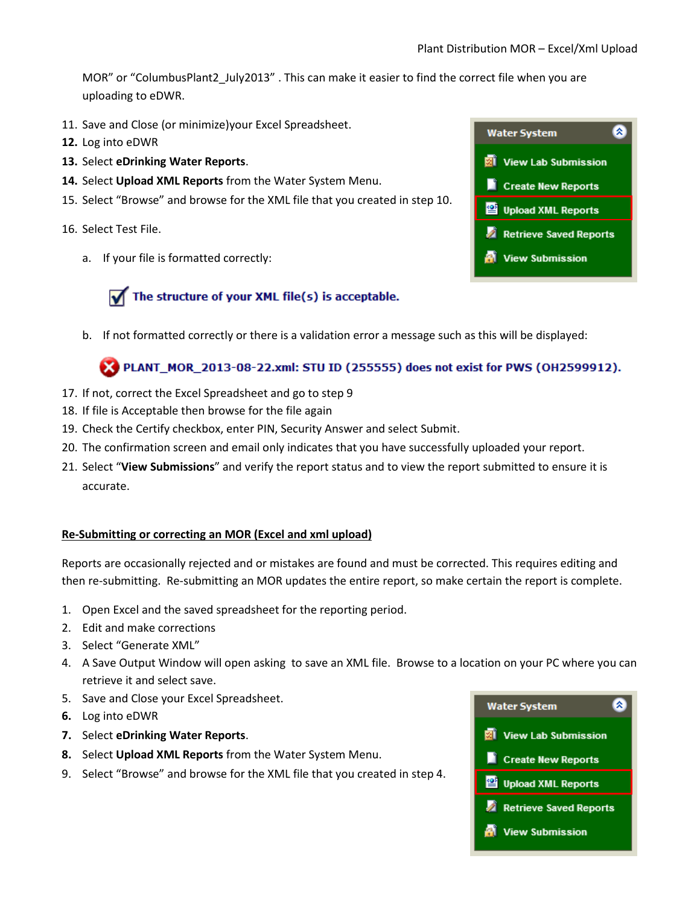MOR" or "ColumbusPlant2_July2013" . This can make it easier to find the correct file when you are uploading to eDWR.

11. Save and Close (or minimize)your Excel Spreadsheet.
12. Log into eDWR
13. Select **eDrinking Water Reports**.
14. Select **Upload XML Reports** from the Water System Menu.
15. Select "Browse" and browse for the XML file that you created in step 10.
16. Select Test File.
    a. If your file is formatted correctly:

       The structure of your XML file(s) is acceptable.

    b. If not formatted correctly or there is a validation error a message such as this will be displayed:

       PLANT_MOR_2013-08-22.xml: STU ID (255555) does not exist for PWS (OH2599912).

17. If not, correct the Excel Spreadsheet and go to step 9
18. If file is Acceptable then browse for the file again
19. Check the Certify checkbox, enter PIN, Security Answer and select Submit.
20. The confirmation screen and email only indicates that you have successfully uploaded your report.
21. Select "**View Submissions**" and verify the report status and to view the report submitted to ensure it is accurate.

Water System
- View Lab Submission
- Create New Reports
- Upload XML Reports
- Retrieve Saved Reports
- View Submission

**Re-Submitting or correcting an MOR (Excel and xml upload)**

Reports are occasionally rejected and or mistakes are found and must be corrected. This requires editing and then re-submitting. Re-submitting an MOR updates the entire report, so make certain the report is complete.

1. Open Excel and the saved spreadsheet for the reporting period.
2. Edit and make corrections
3. Select "Generate XML"
4. A Save Output Window will open asking to save an XML file. Browse to a location on your PC where you can retrieve it and select save.
5. Save and Close your Excel Spreadsheet.
6. Log into eDWR
7. Select **eDrinking Water Reports**.
8. Select **Upload XML Reports** from the Water System Menu.
9. Select "Browse" and browse for the XML file that you created in step 4.

Water System
- View Lab Submission
- Create New Reports
- Upload XML Reports
- Retrieve Saved Reports
- View Submission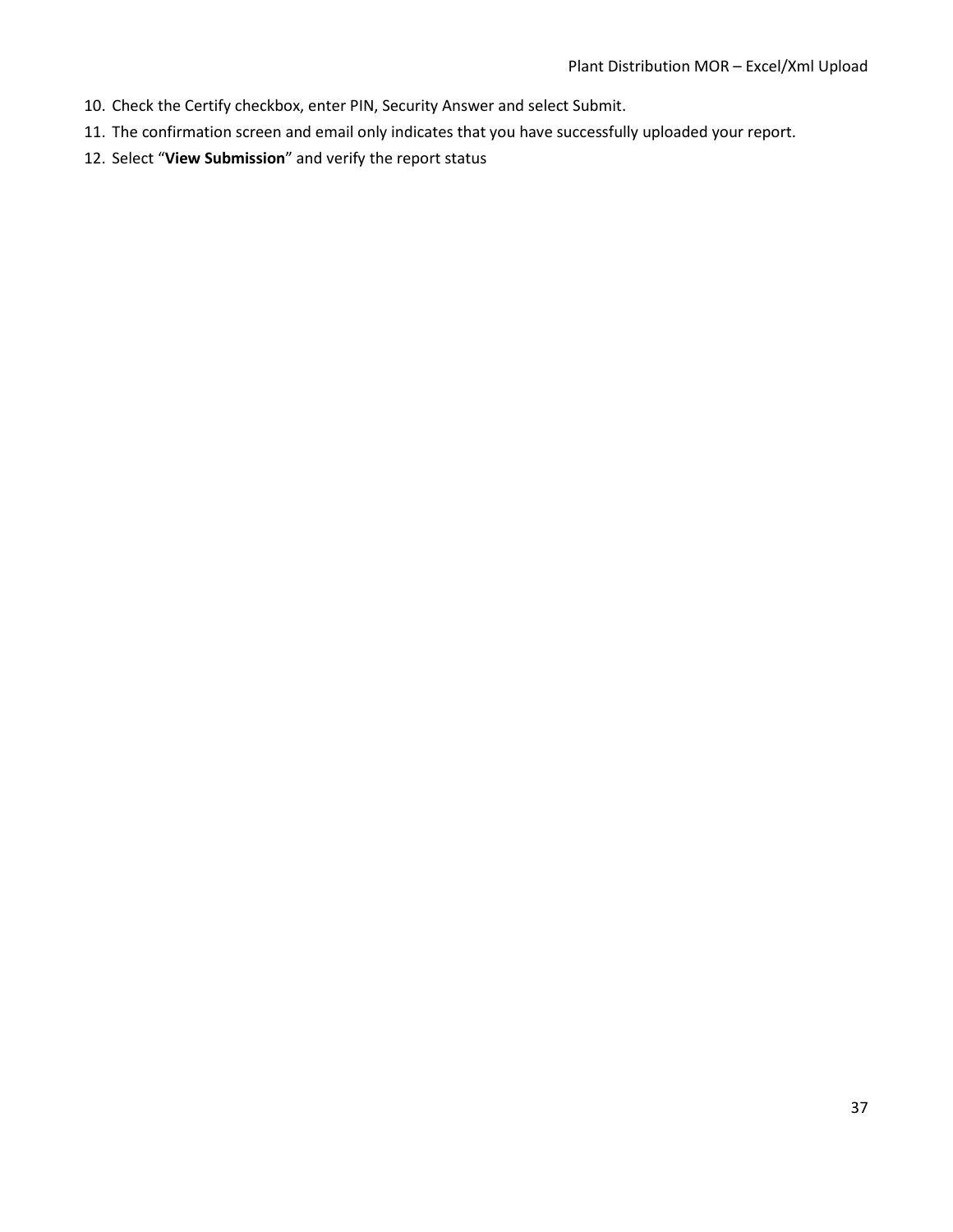10. Check the Certify checkbox, enter PIN, Security Answer and select Submit.
11. The confirmation screen and email only indicates that you have successfully uploaded your report.
12. Select "**View Submission**" and verify the report status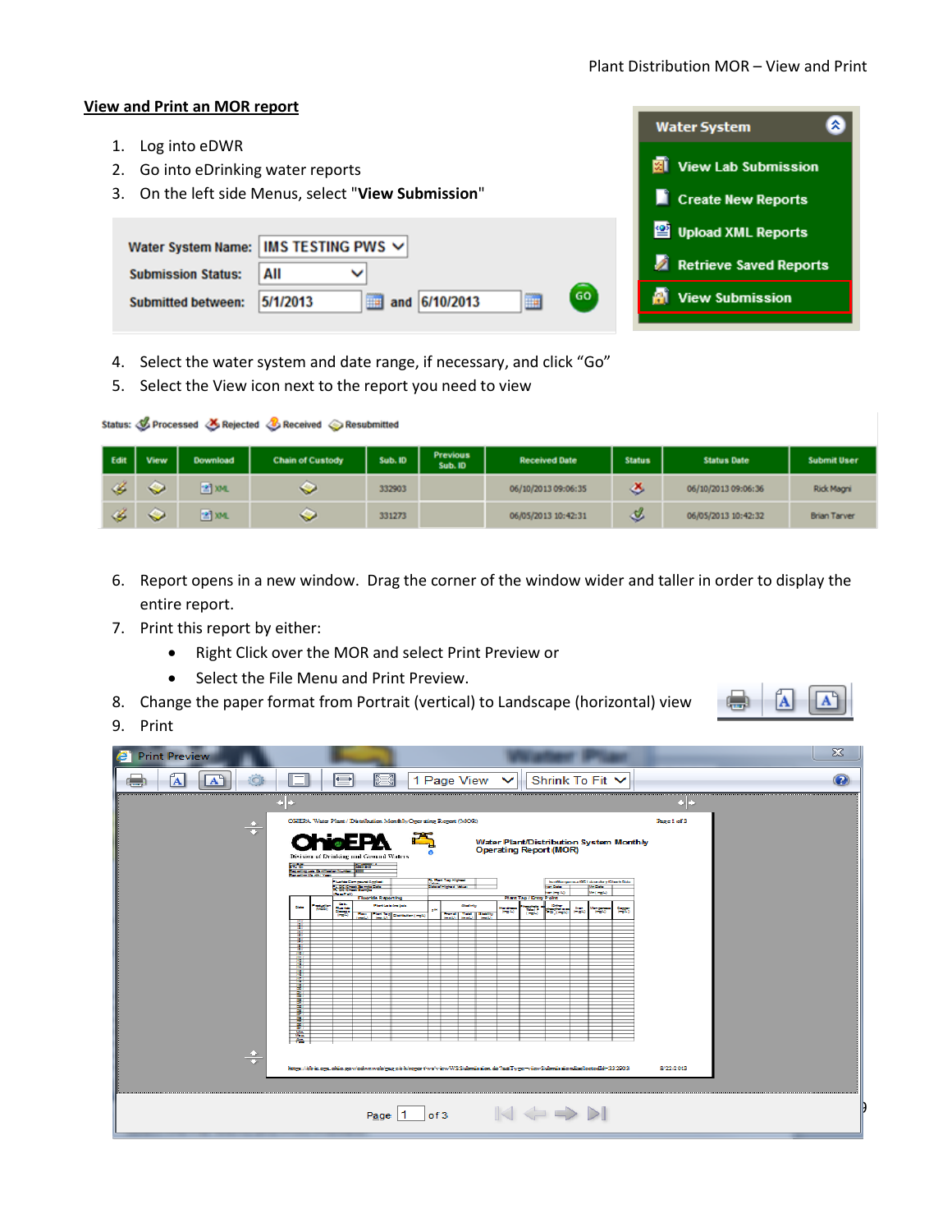## View and Print an MOR report

1. Log into eDWR
2. Go into eDrinking water reports
3. On the left side Menus, select "**View Submission**"

Water System

- View Lab Submission
- Create New Reports
- Upload XML Reports
- Retrieve Saved Reports
- View Submission

Water System Name: IMS TESTING PWS
Submission Status: All
Submitted between: 5/1/2013 and 6/10/2013 GO

4. Select the water system and date range, if necessary, and click "Go"
5. Select the View icon next to the report you need to view

Status: Processed Rejected Received Resubmitted

| Edit | View | Download | Chain of Custody | Sub. ID | Previous Sub. ID | Received Date | Status | Status Date | Submit User |
|---|---|---|---|---|---|---|---|---|---|
| | | XML | | 332903 | | 06/10/2013 09:06:35 | | 06/10/2013 09:06:36 | Rick Magni |
| | | XML | | 331273 | | 06/05/2013 10:42:31 | | 06/05/2013 10:42:32 | Brian Tarver |

6. Report opens in a new window. Drag the corner of the window wider and taller in order to display the entire report.
7. Print this report by either:
   - Right Click over the MOR and select Print Preview or
   - Select the File Menu and Print Preview.
8. Change the paper format from Portrait (vertical) to Landscape (horizontal) view
9. Print

Print Preview

1 Page View Shrink To Fit

OhioEPA Water Plant/Distribution System Monthly Operating Report (MOR)

Page 1 of 3